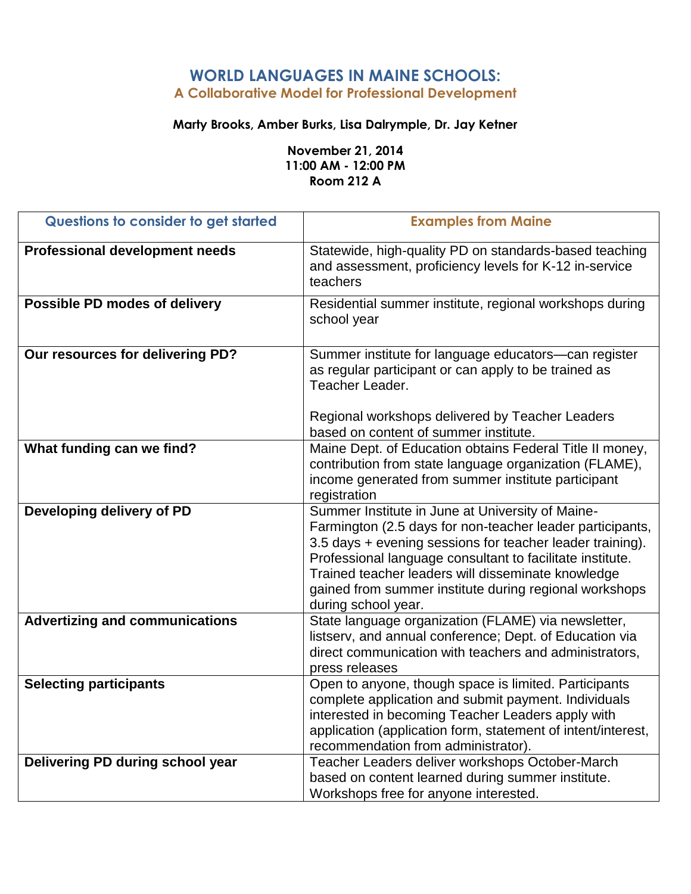# WORLD LANGUAGES IN MAINE SCHOOLS:

## A Collaborative Model for Professional Development

**Marty Brooks, Amber Burks, Lisa Dalrymple, Dr. Jay Ketner**

**November 21, 2014**
**11:00 AM - 12:00 PM**
**Room 212 A**

| Questions to consider to get started | Examples from Maine |
|---|---|
| **Professional development needs** | Statewide, high-quality PD on standards-based teaching and assessment, proficiency levels for K-12 in-service teachers |
| **Possible PD modes of delivery** | Residential summer institute, regional workshops during school year |
| **Our resources for delivering PD?** | Summer institute for language educators—can register as regular participant or can apply to be trained as Teacher Leader.<br><br>Regional workshops delivered by Teacher Leaders based on content of summer institute. |
| **What funding can we find?** | Maine Dept. of Education obtains Federal Title II money, contribution from state language organization (FLAME), income generated from summer institute participant registration |
| **Developing delivery of PD** | Summer Institute in June at University of Maine-Farmington (2.5 days for non-teacher leader participants, 3.5 days + evening sessions for teacher leader training). Professional language consultant to facilitate institute. Trained teacher leaders will disseminate knowledge gained from summer institute during regional workshops during school year. |
| **Advertizing and communications** | State language organization (FLAME) via newsletter, listserv, and annual conference; Dept. of Education via direct communication with teachers and administrators, press releases |
| **Selecting participants** | Open to anyone, though space is limited. Participants complete application and submit payment. Individuals interested in becoming Teacher Leaders apply with application (application form, statement of intent/interest, recommendation from administrator). |
| **Delivering PD during school year** | Teacher Leaders deliver workshops October-March based on content learned during summer institute. Workshops free for anyone interested. |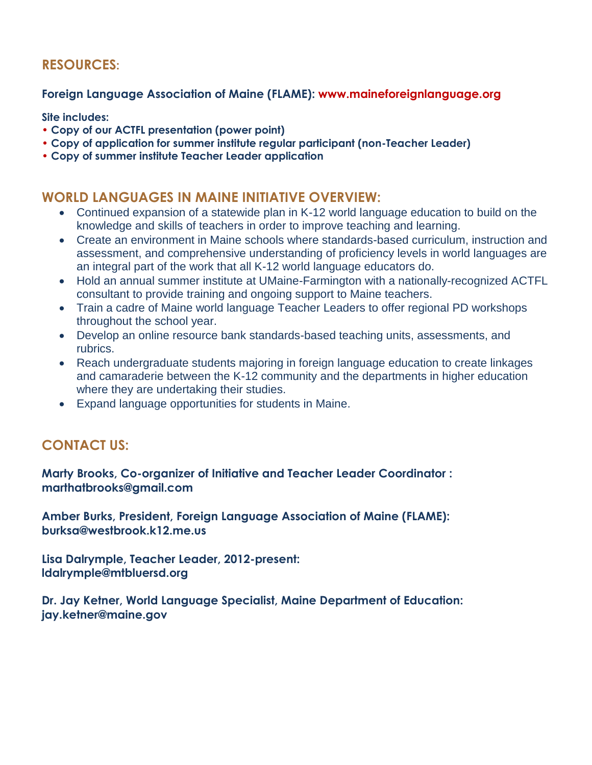## RESOURCES:

**Foreign Language Association of Maine (FLAME): www.maineforeignlanguage.org**

**Site includes:**

- **Copy of our ACTFL presentation (power point)**
- **Copy of application for summer institute regular participant (non-Teacher Leader)**
- **Copy of summer institute Teacher Leader application**

## WORLD LANGUAGES IN MAINE INITIATIVE OVERVIEW:

- Continued expansion of a statewide plan in K-12 world language education to build on the knowledge and skills of teachers in order to improve teaching and learning.
- Create an environment in Maine schools where standards-based curriculum, instruction and assessment, and comprehensive understanding of proficiency levels in world languages are an integral part of the work that all K-12 world language educators do.
- Hold an annual summer institute at UMaine-Farmington with a nationally-recognized ACTFL consultant to provide training and ongoing support to Maine teachers.
- Train a cadre of Maine world language Teacher Leaders to offer regional PD workshops throughout the school year.
- Develop an online resource bank standards-based teaching units, assessments, and rubrics.
- Reach undergraduate students majoring in foreign language education to create linkages and camaraderie between the K-12 community and the departments in higher education where they are undertaking their studies.
- Expand language opportunities for students in Maine.

## CONTACT US:

**Marty Brooks, Co-organizer of Initiative and Teacher Leader Coordinator : marthatbrooks@gmail.com**

**Amber Burks, President, Foreign Language Association of Maine (FLAME): burksa@westbrook.k12.me.us**

**Lisa Dalrymple, Teacher Leader, 2012-present: ldalrymple@mtbluersd.org**

**Dr. Jay Ketner, World Language Specialist, Maine Department of Education: jay.ketner@maine.gov**